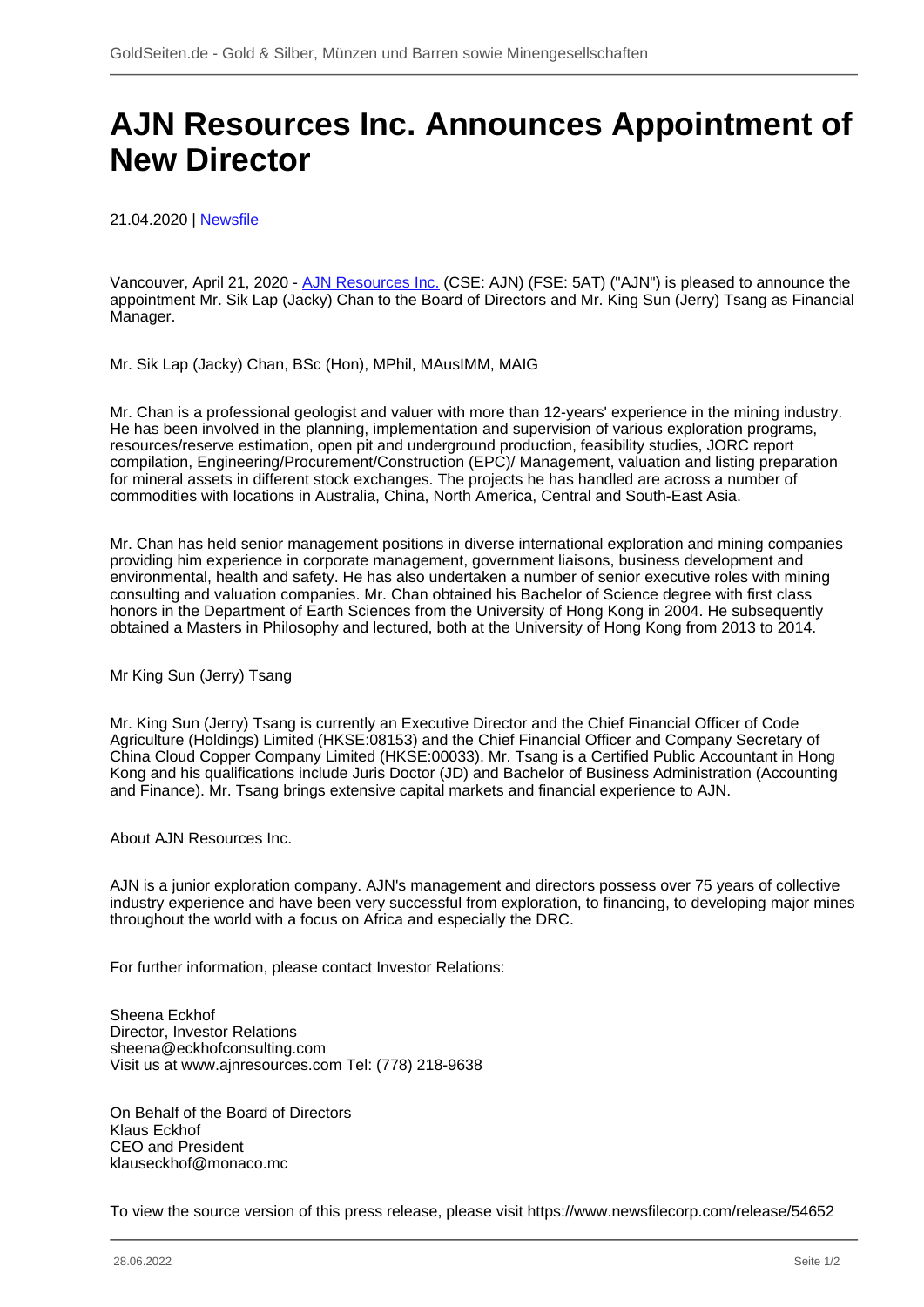# AJN Resources Inc. Announces Appointment of New Director

21.04.2020 | Newsfile

Vancouver, April 21, 2020 - AJN Resources Inc. (CSE: AJN) (FSE: 5AT) ("AJN") is pleased to announce the appointment Mr. Sik Lap (Jacky) Chan to the Board of Directors and Mr. King Sun (Jerry) Tsang as Financial Manager.

Mr. Sik Lap (Jacky) Chan, BSc (Hon), MPhil, MAusIMM, MAIG

Mr. Chan is a professional geologist and valuer with more than 12-years' experience in the mining industry. He has been involved in the planning, implementation and supervision of various exploration programs, resources/reserve estimation, open pit and underground production, feasibility studies, JORC report compilation, Engineering/Procurement/Construction (EPC)/ Management, valuation and listing preparation for mineral assets in different stock exchanges. The projects he has handled are across a number of commodities with locations in Australia, China, North America, Central and South-East Asia.

Mr. Chan has held senior management positions in diverse international exploration and mining companies providing him experience in corporate management, government liaisons, business development and environmental, health and safety. He has also undertaken a number of senior executive roles with mining consulting and valuation companies. Mr. Chan obtained his Bachelor of Science degree with first class honors in the Department of Earth Sciences from the University of Hong Kong in 2004. He subsequently obtained a Masters in Philosophy and lectured, both at the University of Hong Kong from 2013 to 2014.

Mr King Sun (Jerry) Tsang

Mr. King Sun (Jerry) Tsang is currently an Executive Director and the Chief Financial Officer of Code Agriculture (Holdings) Limited (HKSE:08153) and the Chief Financial Officer and Company Secretary of China Cloud Copper Company Limited (HKSE:00033). Mr. Tsang is a Certified Public Accountant in Hong Kong and his qualifications include Juris Doctor (JD) and Bachelor of Business Administration (Accounting and Finance). Mr. Tsang brings extensive capital markets and financial experience to AJN.

About AJN Resources Inc.

AJN is a junior exploration company. AJN's management and directors possess over 75 years of collective industry experience and have been very successful from exploration, to financing, to developing major mines throughout the world with a focus on Africa and especially the DRC.

For further information, please contact Investor Relations:

Sheena Eckhof
Director, Investor Relations
sheena@eckhofconsulting.com
Visit us at www.ajnresources.com Tel: (778) 218-9638

On Behalf of the Board of Directors
Klaus Eckhof
CEO and President
klauseckhof@monaco.mc

To view the source version of this press release, please visit https://www.newsfilecorp.com/release/54652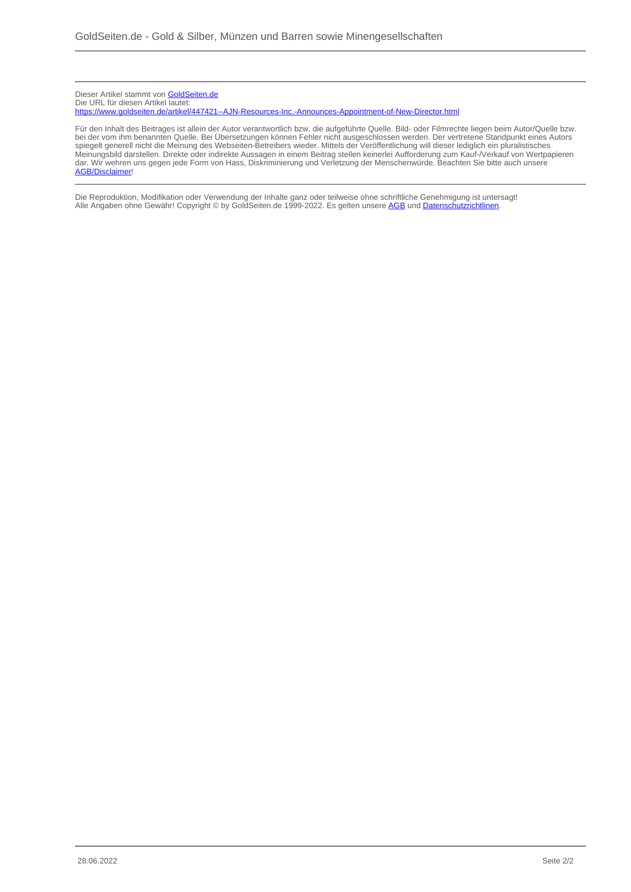Dieser Artikel stammt von [GoldSeiten.de](https://www.goldseiten.de)
Die URL für diesen Artikel lautet:
[https://www.goldseiten.de/artikel/447421--AJN-Resources-Inc.-Announces-Appointment-of-New-Director.html](https://www.goldseiten.de/artikel/447421--AJN-Resources-Inc.-Announces-Appointment-of-New-Director.html)

Für den Inhalt des Beitrages ist allein der Autor verantwortlich bzw. die aufgeführte Quelle. Bild- oder Filmrechte liegen beim Autor/Quelle bzw. bei der vom ihm benannten Quelle. Bei Übersetzungen können Fehler nicht ausgeschlossen werden. Der vertretene Standpunkt eines Autors spiegelt generell nicht die Meinung des Webseiten-Betreibers wieder. Mittels der Veröffentlichung will dieser lediglich ein pluralistisches Meinungsbild darstellen. Direkte oder indirekte Aussagen in einem Beitrag stellen keinerlei Aufforderung zum Kauf-/Verkauf von Wertpapieren dar. Wir wehren uns gegen jede Form von Hass, Diskriminierung und Verletzung der Menschenwürde. Beachten Sie bitte auch unsere AGB/Disclaimer!

Die Reproduktion, Modifikation oder Verwendung der Inhalte ganz oder teilweise ohne schriftliche Genehmigung ist untersagt!
Alle Angaben ohne Gewähr! Copyright © by GoldSeiten.de 1999-2022. Es gelten unsere AGB und Datenschutzrichtlinen.